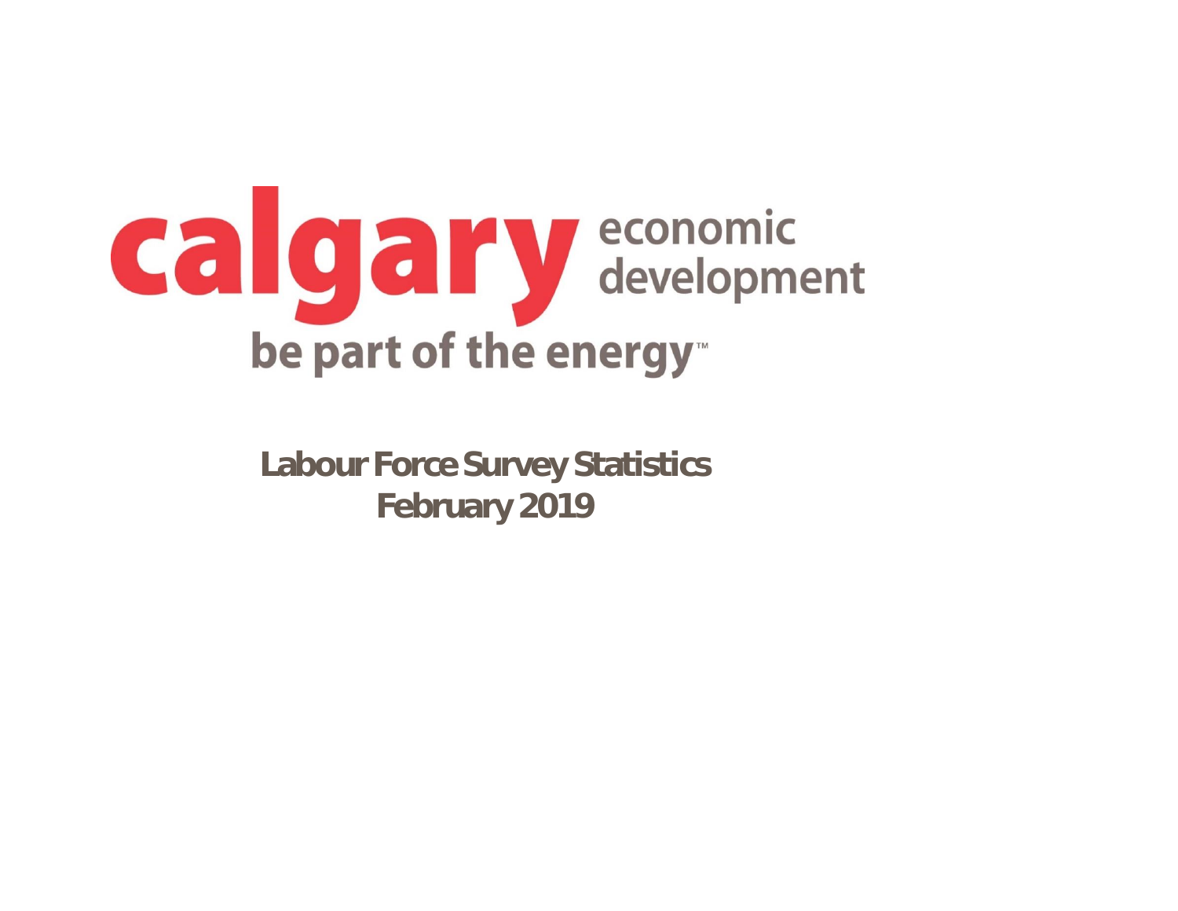calgary economic development

be part of the energy™

# Labour Force Survey Statistics
# February 2019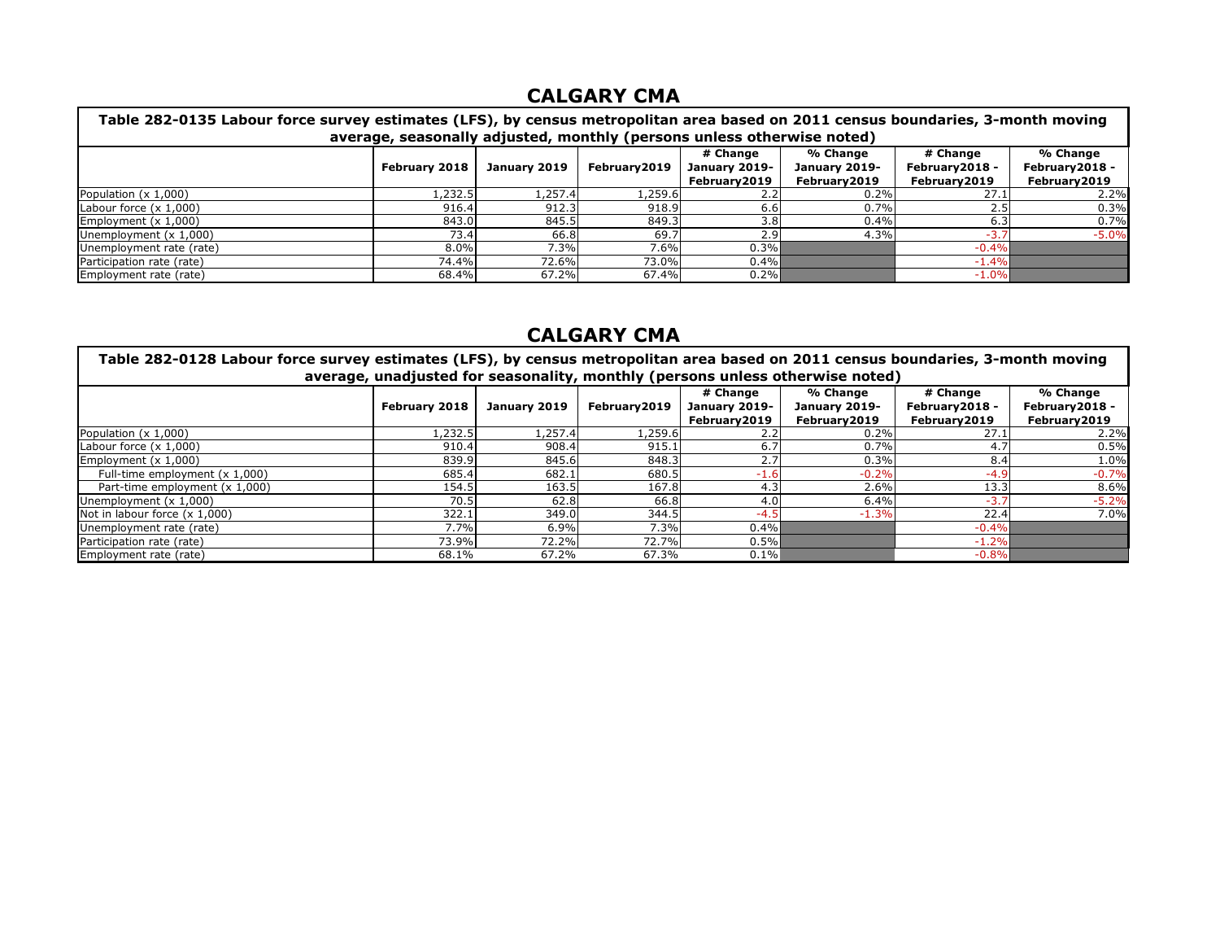## CALGARY CMA

| Table 282-0135 Labour force survey estimates (LFS), by census metropolitan area based on 2011 census boundaries, 3-month moving average, seasonally adjusted, monthly (persons unless otherwise noted) | | | | | | | |
|---|---|---|---|---|---|---|---|
| | February 2018 | January 2019 | February2019 | # Change January 2019-February2019 | % Change January 2019-February2019 | # Change February2018 - February2019 | % Change February2018 - February2019 |
| Population (x 1,000) | 1,232.5 | 1,257.4 | 1,259.6 | 2.2 | 0.2% | 27.1 | 2.2% |
| Labour force (x 1,000) | 916.4 | 912.3 | 918.9 | 6.6 | 0.7% | 2.5 | 0.3% |
| Employment (x 1,000) | 843.0 | 845.5 | 849.3 | 3.8 | 0.4% | 6.3 | 0.7% |
| Unemployment (x 1,000) | 73.4 | 66.8 | 69.7 | 2.9 | 4.3% | -3.7 | -5.0% |
| Unemployment rate (rate) | 8.0% | 7.3% | 7.6% | 0.3% | | -0.4% | |
| Participation rate (rate) | 74.4% | 72.6% | 73.0% | 0.4% | | -1.4% | |
| Employment rate (rate) | 68.4% | 67.2% | 67.4% | 0.2% | | -1.0% | |

## CALGARY CMA

| Table 282-0128 Labour force survey estimates (LFS), by census metropolitan area based on 2011 census boundaries, 3-month moving average, unadjusted for seasonality, monthly (persons unless otherwise noted) | | | | | | | |
|---|---|---|---|---|---|---|---|
| | February 2018 | January 2019 | February2019 | # Change January 2019-February2019 | % Change January 2019-February2019 | # Change February2018 - February2019 | % Change February2018 - February2019 |
| Population (x 1,000) | 1,232.5 | 1,257.4 | 1,259.6 | 2.2 | 0.2% | 27.1 | 2.2% |
| Labour force (x 1,000) | 910.4 | 908.4 | 915.1 | 6.7 | 0.7% | 4.7 | 0.5% |
| Employment (x 1,000) | 839.9 | 845.6 | 848.3 | 2.7 | 0.3% | 8.4 | 1.0% |
| Full-time employment (x 1,000) | 685.4 | 682.1 | 680.5 | -1.6 | -0.2% | -4.9 | -0.7% |
| Part-time employment (x 1,000) | 154.5 | 163.5 | 167.8 | 4.3 | 2.6% | 13.3 | 8.6% |
| Unemployment (x 1,000) | 70.5 | 62.8 | 66.8 | 4.0 | 6.4% | -3.7 | -5.2% |
| Not in labour force (x 1,000) | 322.1 | 349.0 | 344.5 | -4.5 | -1.3% | 22.4 | 7.0% |
| Unemployment rate (rate) | 7.7% | 6.9% | 7.3% | 0.4% | | -0.4% | |
| Participation rate (rate) | 73.9% | 72.2% | 72.7% | 0.5% | | -1.2% | |
| Employment rate (rate) | 68.1% | 67.2% | 67.3% | 0.1% | | -0.8% | |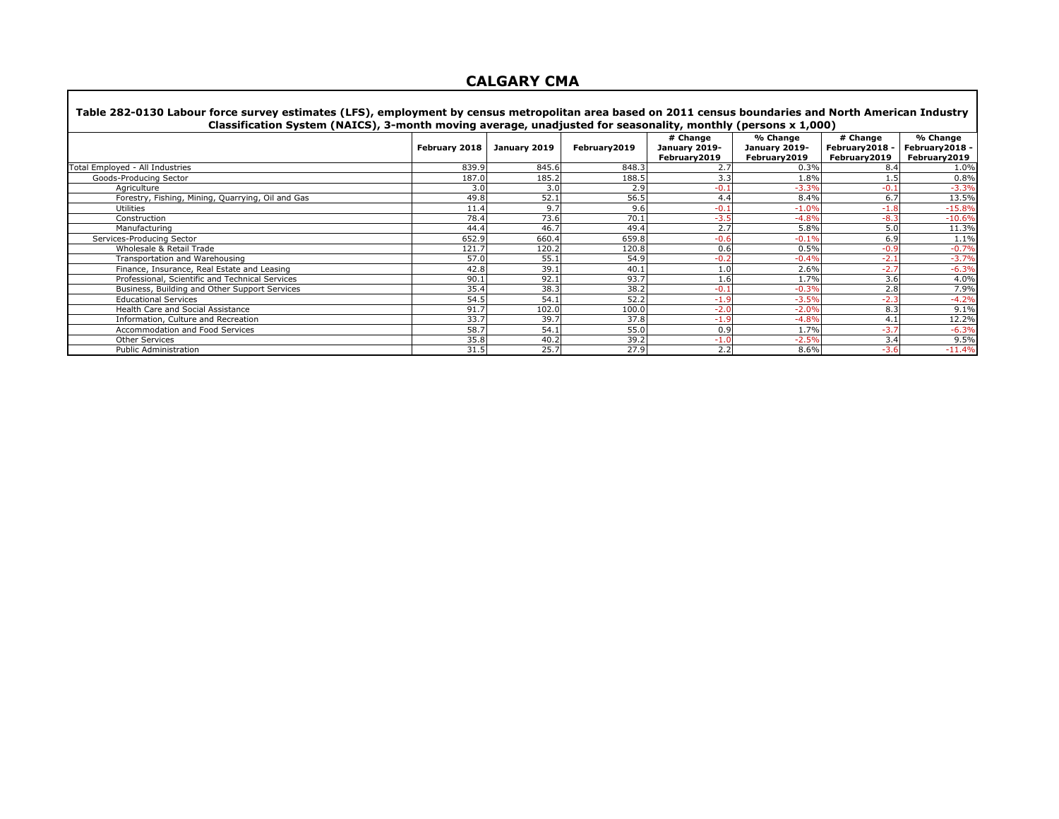# CALGARY CMA

**Table 282-0130 Labour force survey estimates (LFS), employment by census metropolitan area based on 2011 census boundaries and North American Industry Classification System (NAICS), 3-month moving average, unadjusted for seasonality, monthly (persons x 1,000)**

| | February 2018 | January 2019 | February2019 | # Change January 2019-February2019 | % Change January 2019-February2019 | # Change February2018 - February2019 | % Change February2018 - February2019 |
|---|---|---|---|---|---|---|---|
| Total Employed - All Industries | 839.9 | 845.6 | 848.3 | 2.7 | 0.3% | 8.4 | 1.0% |
| Goods-Producing Sector | 187.0 | 185.2 | 188.5 | 3.3 | 1.8% | 1.5 | 0.8% |
| Agriculture | 3.0 | 3.0 | 2.9 | -0.1 | -3.3% | -0.1 | -3.3% |
| Forestry, Fishing, Mining, Quarrying, Oil and Gas | 49.8 | 52.1 | 56.5 | 4.4 | 8.4% | 6.7 | 13.5% |
| Utilities | 11.4 | 9.7 | 9.6 | -0.1 | -1.0% | -1.8 | -15.8% |
| Construction | 78.4 | 73.6 | 70.1 | -3.5 | -4.8% | -8.3 | -10.6% |
| Manufacturing | 44.4 | 46.7 | 49.4 | 2.7 | 5.8% | 5.0 | 11.3% |
| Services-Producing Sector | 652.9 | 660.4 | 659.8 | -0.6 | -0.1% | 6.9 | 1.1% |
| Wholesale & Retail Trade | 121.7 | 120.2 | 120.8 | 0.6 | 0.5% | -0.9 | -0.7% |
| Transportation and Warehousing | 57.0 | 55.1 | 54.9 | -0.2 | -0.4% | -2.1 | -3.7% |
| Finance, Insurance, Real Estate and Leasing | 42.8 | 39.1 | 40.1 | 1.0 | 2.6% | -2.7 | -6.3% |
| Professional, Scientific and Technical Services | 90.1 | 92.1 | 93.7 | 1.6 | 1.7% | 3.6 | 4.0% |
| Business, Building and Other Support Services | 35.4 | 38.3 | 38.2 | -0.1 | -0.3% | 2.8 | 7.9% |
| Educational Services | 54.5 | 54.1 | 52.2 | -1.9 | -3.5% | -2.3 | -4.2% |
| Health Care and Social Assistance | 91.7 | 102.0 | 100.0 | -2.0 | -2.0% | 8.3 | 9.1% |
| Information, Culture and Recreation | 33.7 | 39.7 | 37.8 | -1.9 | -4.8% | 4.1 | 12.2% |
| Accommodation and Food Services | 58.7 | 54.1 | 55.0 | 0.9 | 1.7% | -3.7 | -6.3% |
| Other Services | 35.8 | 40.2 | 39.2 | -1.0 | -2.5% | 3.4 | 9.5% |
| Public Administration | 31.5 | 25.7 | 27.9 | 2.2 | 8.6% | -3.6 | -11.4% |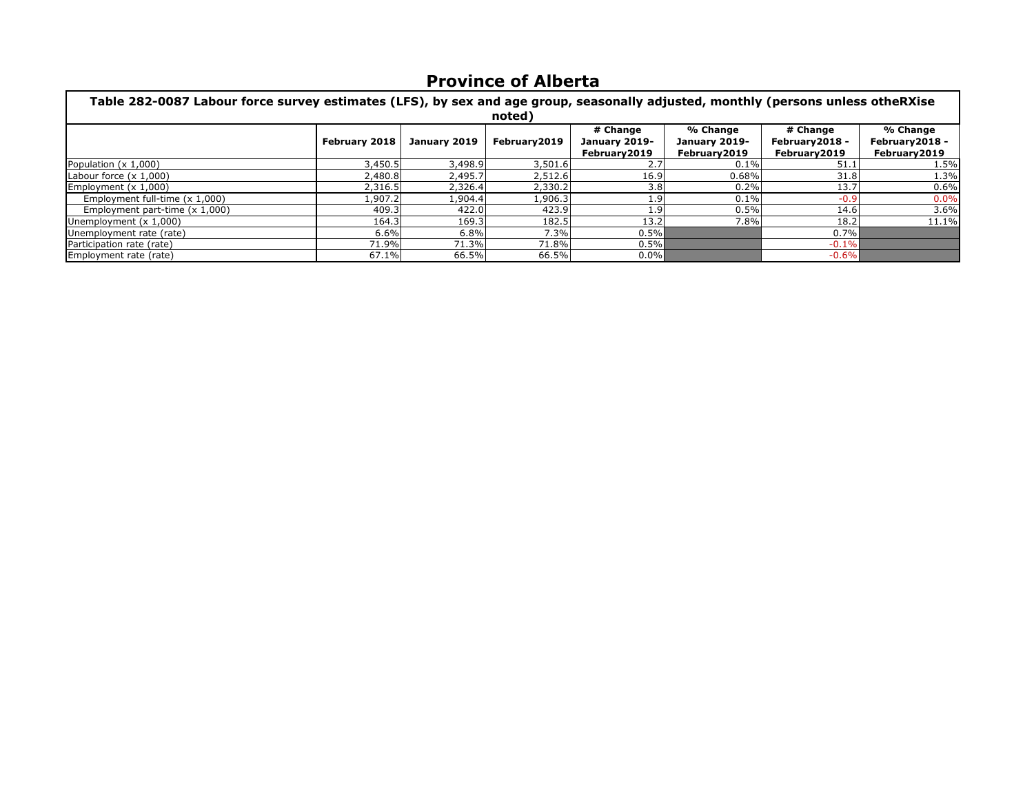# Province of Alberta

| Table 282-0087 Labour force survey estimates (LFS), by sex and age group, seasonally adjusted, monthly (persons unless otheRXise noted) | | | | | | | |
|---|---|---|---|---|---|---|---|
| | February 2018 | January 2019 | February2019 | # Change January 2019-February2019 | % Change January 2019-February2019 | # Change February2018 - February2019 | % Change February2018 - February2019 |
| Population (x 1,000) | 3,450.5 | 3,498.9 | 3,501.6 | 2.7 | 0.1% | 51.1 | 1.5% |
| Labour force (x 1,000) | 2,480.8 | 2,495.7 | 2,512.6 | 16.9 | 0.68% | 31.8 | 1.3% |
| Employment (x 1,000) | 2,316.5 | 2,326.4 | 2,330.2 | 3.8 | 0.2% | 13.7 | 0.6% |
| Employment full-time (x 1,000) | 1,907.2 | 1,904.4 | 1,906.3 | 1.9 | 0.1% | -0.9 | 0.0% |
| Employment part-time (x 1,000) | 409.3 | 422.0 | 423.9 | 1.9 | 0.5% | 14.6 | 3.6% |
| Unemployment (x 1,000) | 164.3 | 169.3 | 182.5 | 13.2 | 7.8% | 18.2 | 11.1% |
| Unemployment rate (rate) | 6.6% | 6.8% | 7.3% | 0.5% | | 0.7% | |
| Participation rate (rate) | 71.9% | 71.3% | 71.8% | 0.5% | | -0.1% | |
| Employment rate (rate) | 67.1% | 66.5% | 66.5% | 0.0% | | -0.6% | |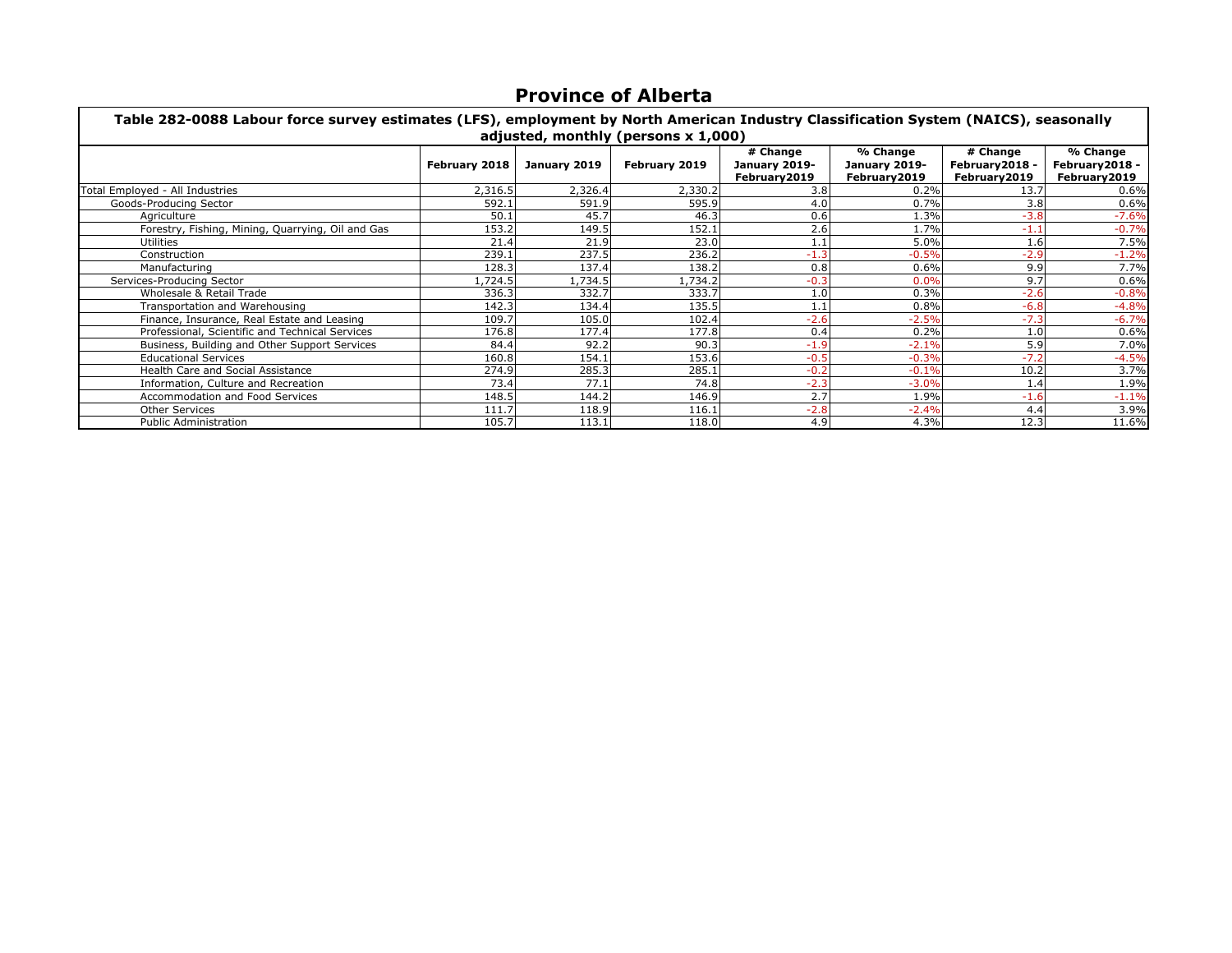# Province of Alberta

**Table 282-0088 Labour force survey estimates (LFS), employment by North American Industry Classification System (NAICS), seasonally adjusted, monthly (persons x 1,000)**

| | February 2018 | January 2019 | February 2019 | # Change January 2019- February2019 | % Change January 2019- February2019 | # Change February2018 - February2019 | % Change February2018 - February2019 |
|---|---|---|---|---|---|---|---|
| Total Employed - All Industries | 2,316.5 | 2,326.4 | 2,330.2 | 3.8 | 0.2% | 13.7 | 0.6% |
| Goods-Producing Sector | 592.1 | 591.9 | 595.9 | 4.0 | 0.7% | 3.8 | 0.6% |
| Agriculture | 50.1 | 45.7 | 46.3 | 0.6 | 1.3% | -3.8 | -7.6% |
| Forestry, Fishing, Mining, Quarrying, Oil and Gas | 153.2 | 149.5 | 152.1 | 2.6 | 1.7% | -1.1 | -0.7% |
| Utilities | 21.4 | 21.9 | 23.0 | 1.1 | 5.0% | 1.6 | 7.5% |
| Construction | 239.1 | 237.5 | 236.2 | -1.3 | -0.5% | -2.9 | -1.2% |
| Manufacturing | 128.3 | 137.4 | 138.2 | 0.8 | 0.6% | 9.9 | 7.7% |
| Services-Producing Sector | 1,724.5 | 1,734.5 | 1,734.2 | -0.3 | 0.0% | 9.7 | 0.6% |
| Wholesale & Retail Trade | 336.3 | 332.7 | 333.7 | 1.0 | 0.3% | -2.6 | -0.8% |
| Transportation and Warehousing | 142.3 | 134.4 | 135.5 | 1.1 | 0.8% | -6.8 | -4.8% |
| Finance, Insurance, Real Estate and Leasing | 109.7 | 105.0 | 102.4 | -2.6 | -2.5% | -7.3 | -6.7% |
| Professional, Scientific and Technical Services | 176.8 | 177.4 | 177.8 | 0.4 | 0.2% | 1.0 | 0.6% |
| Business, Building and Other Support Services | 84.4 | 92.2 | 90.3 | -1.9 | -2.1% | 5.9 | 7.0% |
| Educational Services | 160.8 | 154.1 | 153.6 | -0.5 | -0.3% | -7.2 | -4.5% |
| Health Care and Social Assistance | 274.9 | 285.3 | 285.1 | -0.2 | -0.1% | 10.2 | 3.7% |
| Information, Culture and Recreation | 73.4 | 77.1 | 74.8 | -2.3 | -3.0% | 1.4 | 1.9% |
| Accommodation and Food Services | 148.5 | 144.2 | 146.9 | 2.7 | 1.9% | -1.6 | -1.1% |
| Other Services | 111.7 | 118.9 | 116.1 | -2.8 | -2.4% | 4.4 | 3.9% |
| Public Administration | 105.7 | 113.1 | 118.0 | 4.9 | 4.3% | 12.3 | 11.6% |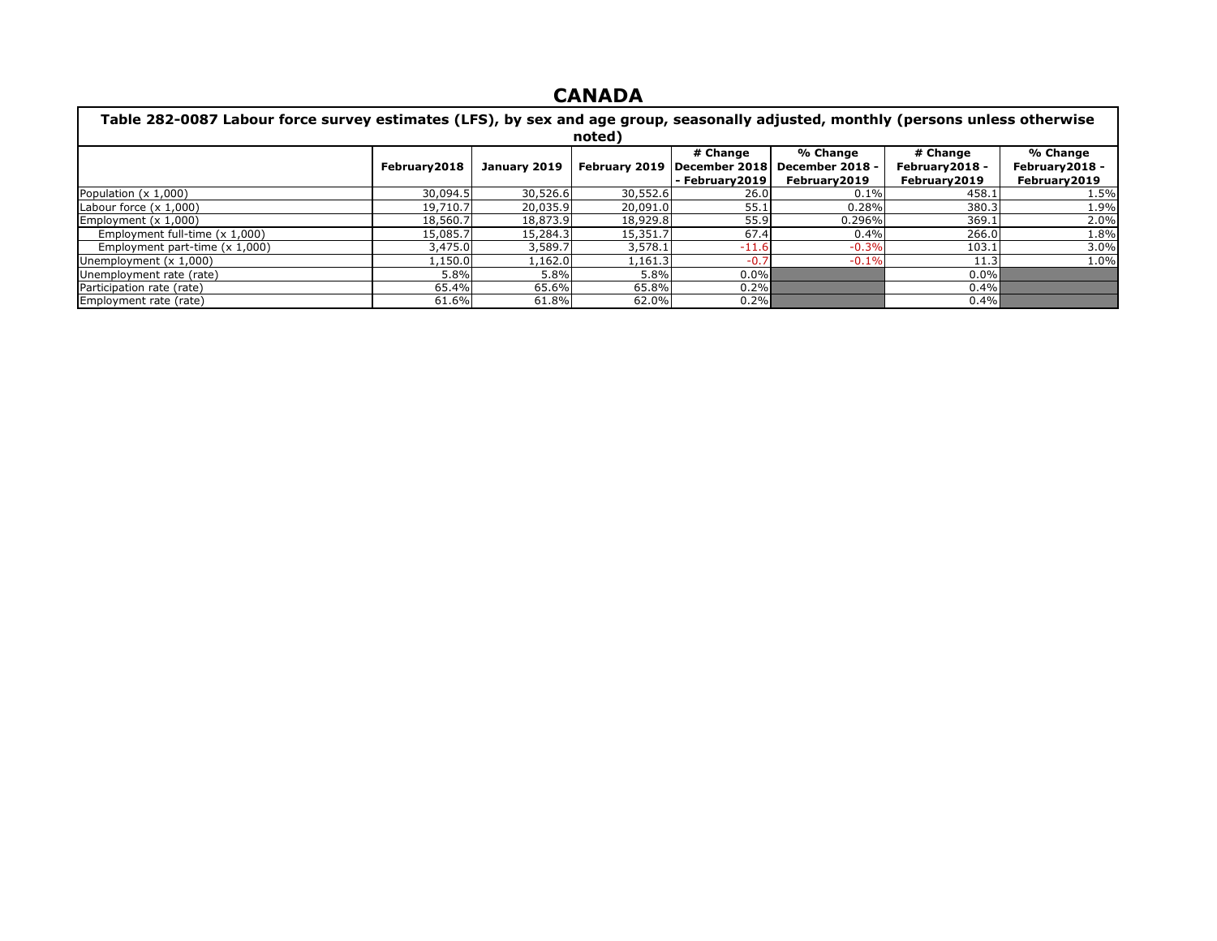# CANADA

| Table 282-0087 Labour force survey estimates (LFS), by sex and age group, seasonally adjusted, monthly (persons unless otherwise noted) | | | | | | | |
|---|---|---|---|---|---|---|---|
| | February2018 | January 2019 | February 2019 | # Change December 2018 - February2019 | % Change December 2018 - February2019 | # Change February2018 - February2019 | % Change February2018 - February2019 |
| Population (x 1,000) | 30,094.5 | 30,526.6 | 30,552.6 | 26.0 | 0.1% | 458.1 | 1.5% |
| Labour force (x 1,000) | 19,710.7 | 20,035.9 | 20,091.0 | 55.1 | 0.28% | 380.3 | 1.9% |
| Employment (x 1,000) | 18,560.7 | 18,873.9 | 18,929.8 | 55.9 | 0.296% | 369.1 | 2.0% |
| Employment full-time (x 1,000) | 15,085.7 | 15,284.3 | 15,351.7 | 67.4 | 0.4% | 266.0 | 1.8% |
| Employment part-time (x 1,000) | 3,475.0 | 3,589.7 | 3,578.1 | -11.6 | -0.3% | 103.1 | 3.0% |
| Unemployment (x 1,000) | 1,150.0 | 1,162.0 | 1,161.3 | -0.7 | -0.1% | 11.3 | 1.0% |
| Unemployment rate (rate) | 5.8% | 5.8% | 5.8% | 0.0% | | 0.0% | |
| Participation rate (rate) | 65.4% | 65.6% | 65.8% | 0.2% | | 0.4% | |
| Employment rate (rate) | 61.6% | 61.8% | 62.0% | 0.2% | | 0.4% | |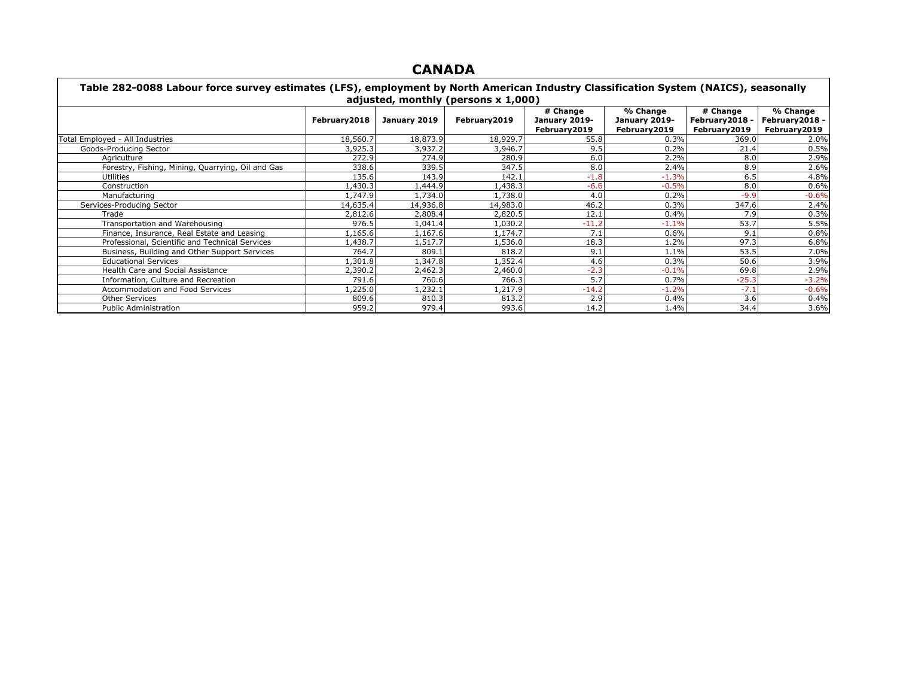# CANADA

**Table 282-0088 Labour force survey estimates (LFS), employment by North American Industry Classification System (NAICS), seasonally adjusted, monthly (persons x 1,000)**

| | February2018 | January 2019 | February2019 | # Change January 2019- February2019 | % Change January 2019- February2019 | # Change February2018 - February2019 | % Change February2018 - February2019 |
|---|---|---|---|---|---|---|---|
| Total Employed - All Industries | 18,560.7 | 18,873.9 | 18,929.7 | 55.8 | 0.3% | 369.0 | 2.0% |
| Goods-Producing Sector | 3,925.3 | 3,937.2 | 3,946.7 | 9.5 | 0.2% | 21.4 | 0.5% |
| Agriculture | 272.9 | 274.9 | 280.9 | 6.0 | 2.2% | 8.0 | 2.9% |
| Forestry, Fishing, Mining, Quarrying, Oil and Gas | 338.6 | 339.5 | 347.5 | 8.0 | 2.4% | 8.9 | 2.6% |
| Utilities | 135.6 | 143.9 | 142.1 | -1.8 | -1.3% | 6.5 | 4.8% |
| Construction | 1,430.3 | 1,444.9 | 1,438.3 | -6.6 | -0.5% | 8.0 | 0.6% |
| Manufacturing | 1,747.9 | 1,734.0 | 1,738.0 | 4.0 | 0.2% | -9.9 | -0.6% |
| Services-Producing Sector | 14,635.4 | 14,936.8 | 14,983.0 | 46.2 | 0.3% | 347.6 | 2.4% |
| Trade | 2,812.6 | 2,808.4 | 2,820.5 | 12.1 | 0.4% | 7.9 | 0.3% |
| Transportation and Warehousing | 976.5 | 1,041.4 | 1,030.2 | -11.2 | -1.1% | 53.7 | 5.5% |
| Finance, Insurance, Real Estate and Leasing | 1,165.6 | 1,167.6 | 1,174.7 | 7.1 | 0.6% | 9.1 | 0.8% |
| Professional, Scientific and Technical Services | 1,438.7 | 1,517.7 | 1,536.0 | 18.3 | 1.2% | 97.3 | 6.8% |
| Business, Building and Other Support Services | 764.7 | 809.1 | 818.2 | 9.1 | 1.1% | 53.5 | 7.0% |
| Educational Services | 1,301.8 | 1,347.8 | 1,352.4 | 4.6 | 0.3% | 50.6 | 3.9% |
| Health Care and Social Assistance | 2,390.2 | 2,462.3 | 2,460.0 | -2.3 | -0.1% | 69.8 | 2.9% |
| Information, Culture and Recreation | 791.6 | 760.6 | 766.3 | 5.7 | 0.7% | -25.3 | -3.2% |
| Accommodation and Food Services | 1,225.0 | 1,232.1 | 1,217.9 | -14.2 | -1.2% | -7.1 | -0.6% |
| Other Services | 809.6 | 810.3 | 813.2 | 2.9 | 0.4% | 3.6 | 0.4% |
| Public Administration | 959.2 | 979.4 | 993.6 | 14.2 | 1.4% | 34.4 | 3.6% |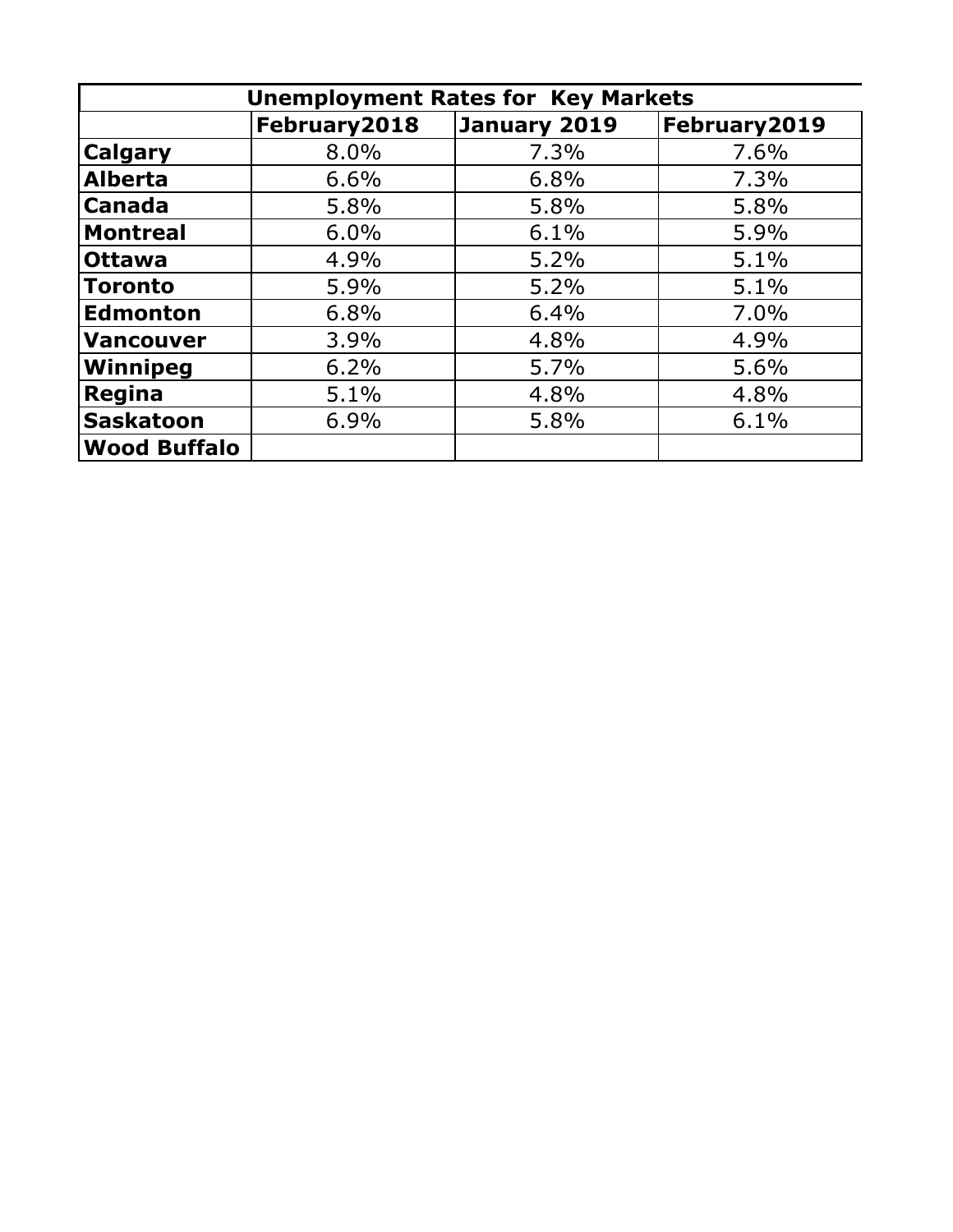| Unemployment Rates for Key Markets | | | |
|---|---|---|---|
| | February2018 | January 2019 | February2019 |
| **Calgary** | 8.0% | 7.3% | 7.6% |
| **Alberta** | 6.6% | 6.8% | 7.3% |
| **Canada** | 5.8% | 5.8% | 5.8% |
| **Montreal** | 6.0% | 6.1% | 5.9% |
| **Ottawa** | 4.9% | 5.2% | 5.1% |
| **Toronto** | 5.9% | 5.2% | 5.1% |
| **Edmonton** | 6.8% | 6.4% | 7.0% |
| **Vancouver** | 3.9% | 4.8% | 4.9% |
| **Winnipeg** | 6.2% | 5.7% | 5.6% |
| **Regina** | 5.1% | 4.8% | 4.8% |
| **Saskatoon** | 6.9% | 5.8% | 6.1% |
| **Wood Buffalo** | | | |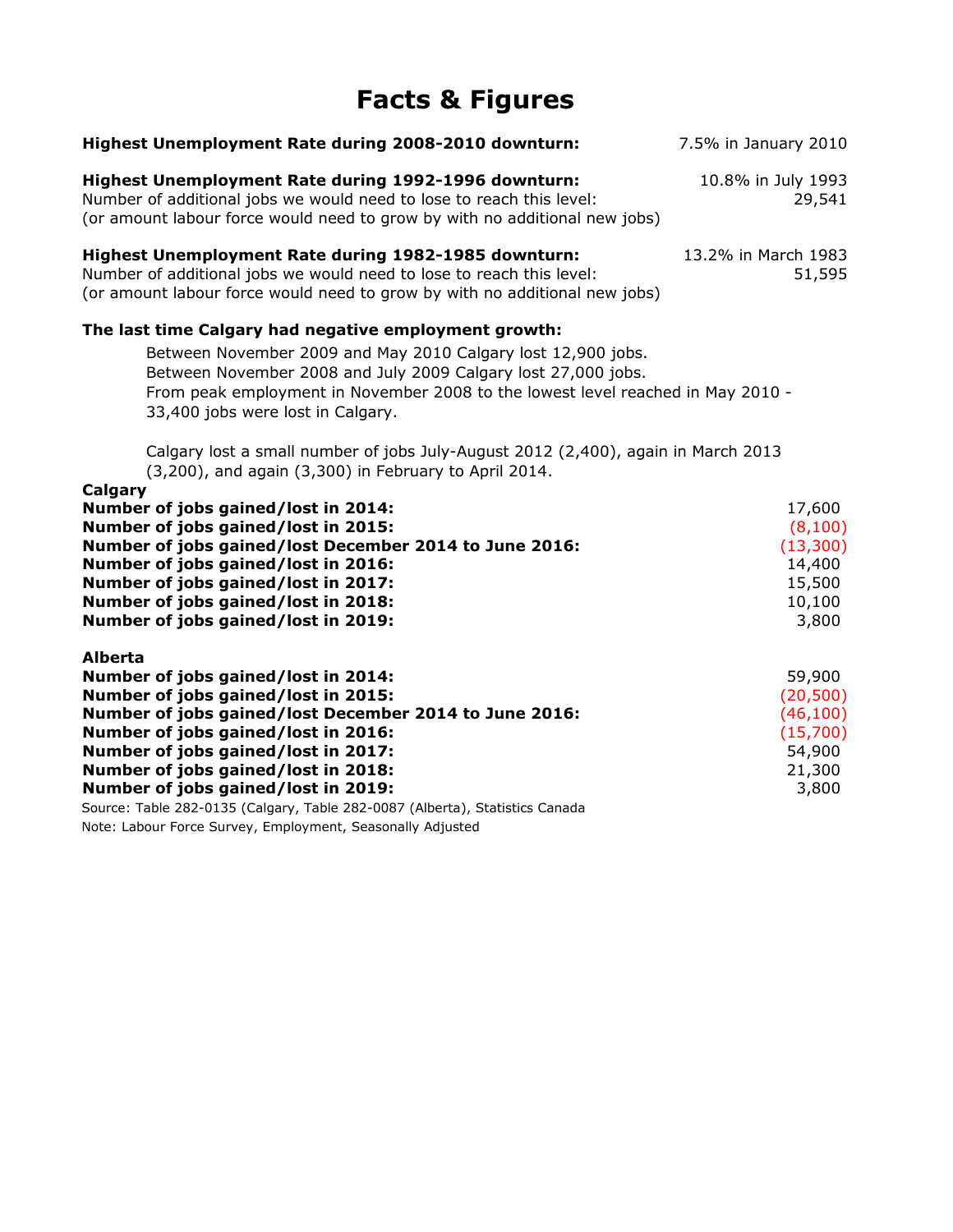# Facts & Figures

| | |
|---|---|
| **Highest Unemployment Rate during 2008-2010 downturn:** | 7.5% in January 2010 |
| **Highest Unemployment Rate during 1992-1996 downturn:** | 10.8% in July 1993 |
| Number of additional jobs we would need to lose to reach this level: (or amount labour force would need to grow by with no additional new jobs) | 29,541 |
| **Highest Unemployment Rate during 1982-1985 downturn:** | 13.2% in March 1983 |
| Number of additional jobs we would need to lose to reach this level: (or amount labour force would need to grow by with no additional new jobs) | 51,595 |

**The last time Calgary had negative employment growth:**

Between November 2009 and May 2010 Calgary lost 12,900 jobs.
Between November 2008 and July 2009 Calgary lost 27,000 jobs.
From peak employment in November 2008 to the lowest level reached in May 2010 - 33,400 jobs were lost in Calgary.

Calgary lost a small number of jobs July-August 2012 (2,400), again in March 2013 (3,200), and again (3,300) in February to April 2014.

**Calgary**

| | |
|---|---|
| **Number of jobs gained/lost in 2014:** | 17,600 |
| **Number of jobs gained/lost in 2015:** | (8,100) |
| **Number of jobs gained/lost December 2014 to June 2016:** | (13,300) |
| **Number of jobs gained/lost in 2016:** | 14,400 |
| **Number of jobs gained/lost in 2017:** | 15,500 |
| **Number of jobs gained/lost in 2018:** | 10,100 |
| **Number of jobs gained/lost in 2019:** | 3,800 |

**Alberta**

| | |
|---|---|
| **Number of jobs gained/lost in 2014:** | 59,900 |
| **Number of jobs gained/lost in 2015:** | (20,500) |
| **Number of jobs gained/lost December 2014 to June 2016:** | (46,100) |
| **Number of jobs gained/lost in 2016:** | (15,700) |
| **Number of jobs gained/lost in 2017:** | 54,900 |
| **Number of jobs gained/lost in 2018:** | 21,300 |
| **Number of jobs gained/lost in 2019:** | 3,800 |

Source: Table 282-0135 (Calgary, Table 282-0087 (Alberta), Statistics Canada
Note: Labour Force Survey, Employment, Seasonally Adjusted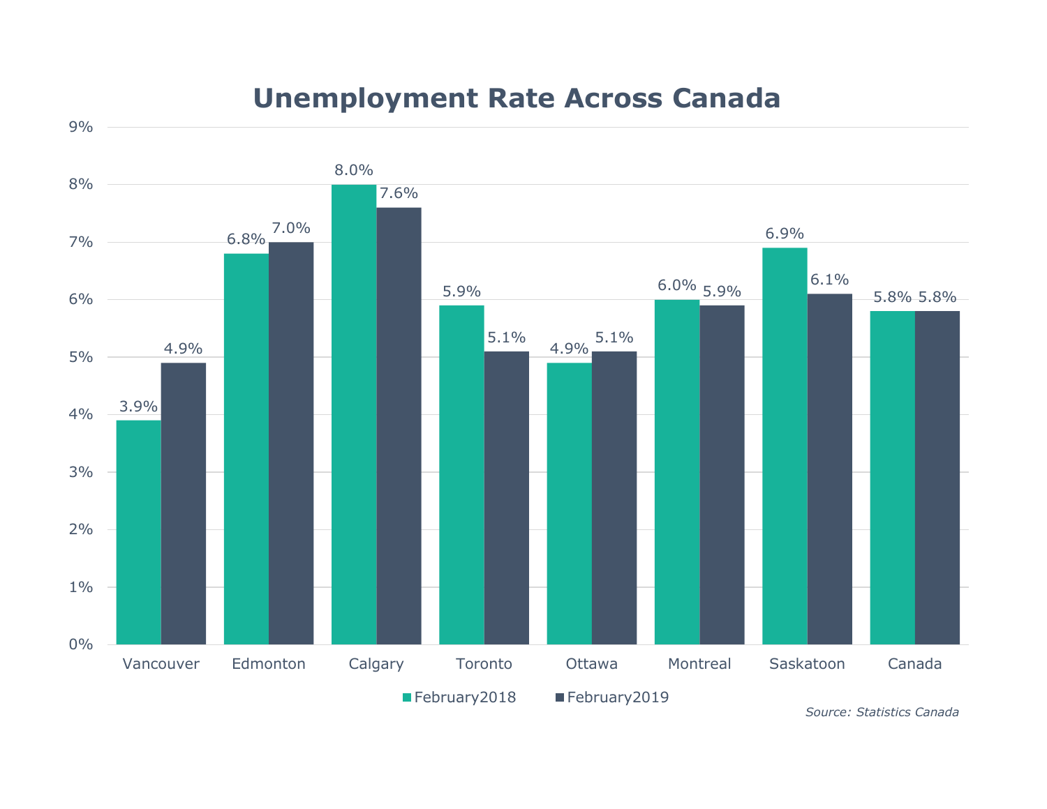# Unemployment Rate Across Canada

| | February2018 | February2019 |
|---|---|---|
| Vancouver | 3.9% | 4.9% |
| Edmonton | 6.8% | 7.0% |
| Calgary | 8.0% | 7.6% |
| Toronto | 5.9% | 5.1% |
| Ottawa | 4.9% | 5.1% |
| Montreal | 6.0% | 5.9% |
| Saskatoon | 6.9% | 6.1% |
| Canada | 5.8% | 5.8% |

*Source: Statistics Canada*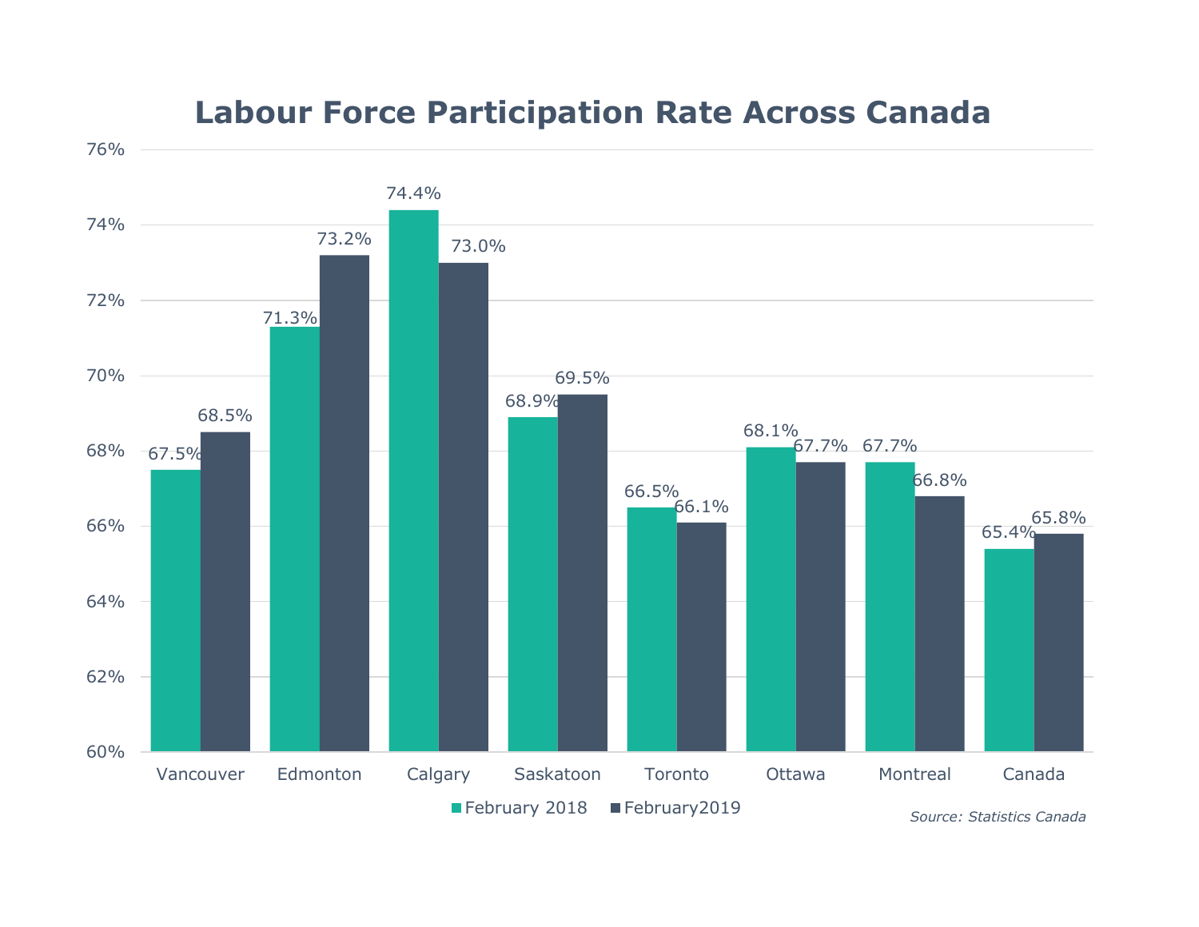# Labour Force Participation Rate Across Canada

| | February 2018 | February2019 |
|---|---|---|
| Vancouver | 67.5% | 68.5% |
| Edmonton | 71.3% | 73.2% |
| Calgary | 74.4% | 73.0% |
| Saskatoon | 68.9% | 69.5% |
| Toronto | 66.5% | 66.1% |
| Ottawa | 68.1% | 67.7% |
| Montreal | 67.7% | 66.8% |
| Canada | 65.4% | 65.8% |

*Source: Statistics Canada*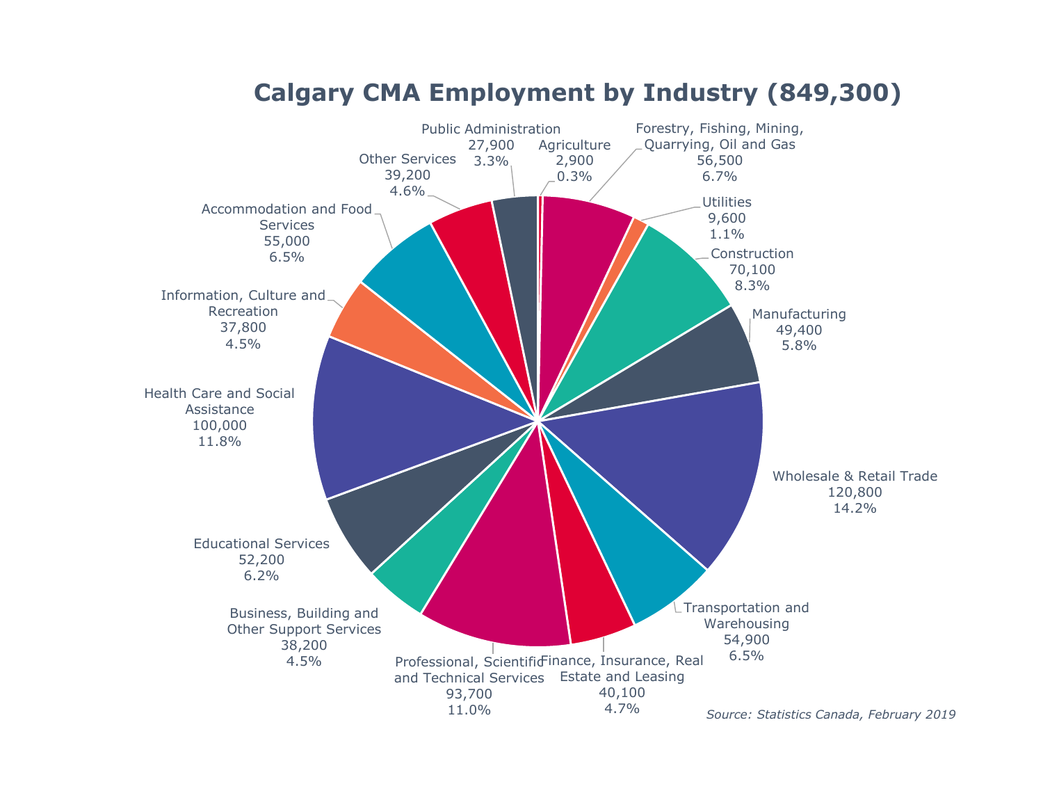# Calgary CMA Employment by Industry (849,300)

| Industry | Employment | Share |
|---|---|---|
| Agriculture | 2,900 | 0.3% |
| Forestry, Fishing, Mining, Quarrying, Oil and Gas | 56,500 | 6.7% |
| Utilities | 9,600 | 1.1% |
| Construction | 70,100 | 8.3% |
| Manufacturing | 49,400 | 5.8% |
| Wholesale & Retail Trade | 120,800 | 14.2% |
| Transportation and Warehousing | 54,900 | 6.5% |
| Finance, Insurance, Real Estate and Leasing | 40,100 | 4.7% |
| Professional, Scientific and Technical Services | 93,700 | 11.0% |
| Business, Building and Other Support Services | 38,200 | 4.5% |
| Educational Services | 52,200 | 6.2% |
| Health Care and Social Assistance | 100,000 | 11.8% |
| Information, Culture and Recreation | 37,800 | 4.5% |
| Accommodation and Food Services | 55,000 | 6.5% |
| Other Services | 39,200 | 4.6% |
| Public Administration | 27,900 | 3.3% |

*Source: Statistics Canada, February 2019*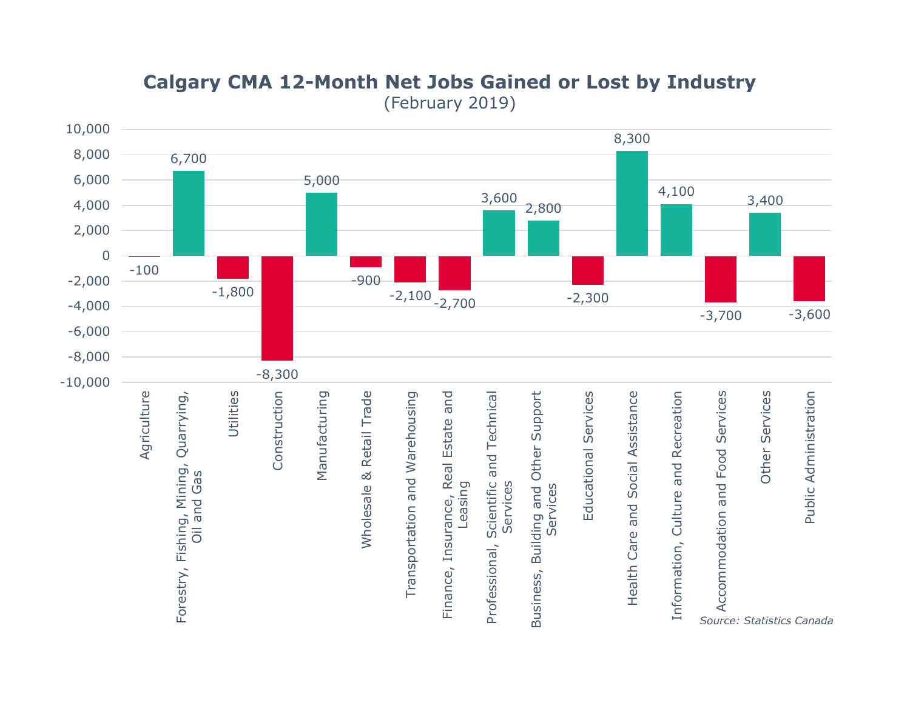# Calgary CMA 12-Month Net Jobs Gained or Lost by Industry

(February 2019)

| Industry | Net Jobs |
|---|---|
| Agriculture | -100 |
| Forestry, Fishing, Mining, Quarrying, Oil and Gas | 6,700 |
| Utilities | -1,800 |
| Construction | -8,300 |
| Manufacturing | 5,000 |
| Wholesale & Retail Trade | -900 |
| Transportation and Warehousing | -2,100 |
| Finance, Insurance, Real Estate and Leasing | -2,700 |
| Professional, Scientific and Technical Services | 3,600 |
| Business, Building and Other Support Services | 2,800 |
| Educational Services | -2,300 |
| Health Care and Social Assistance | 8,300 |
| Information, Culture and Recreation | 4,100 |
| Accommodation and Food Services | -3,700 |
| Other Services | 3,400 |
| Public Administration | -3,600 |

*Source: Statistics Canada*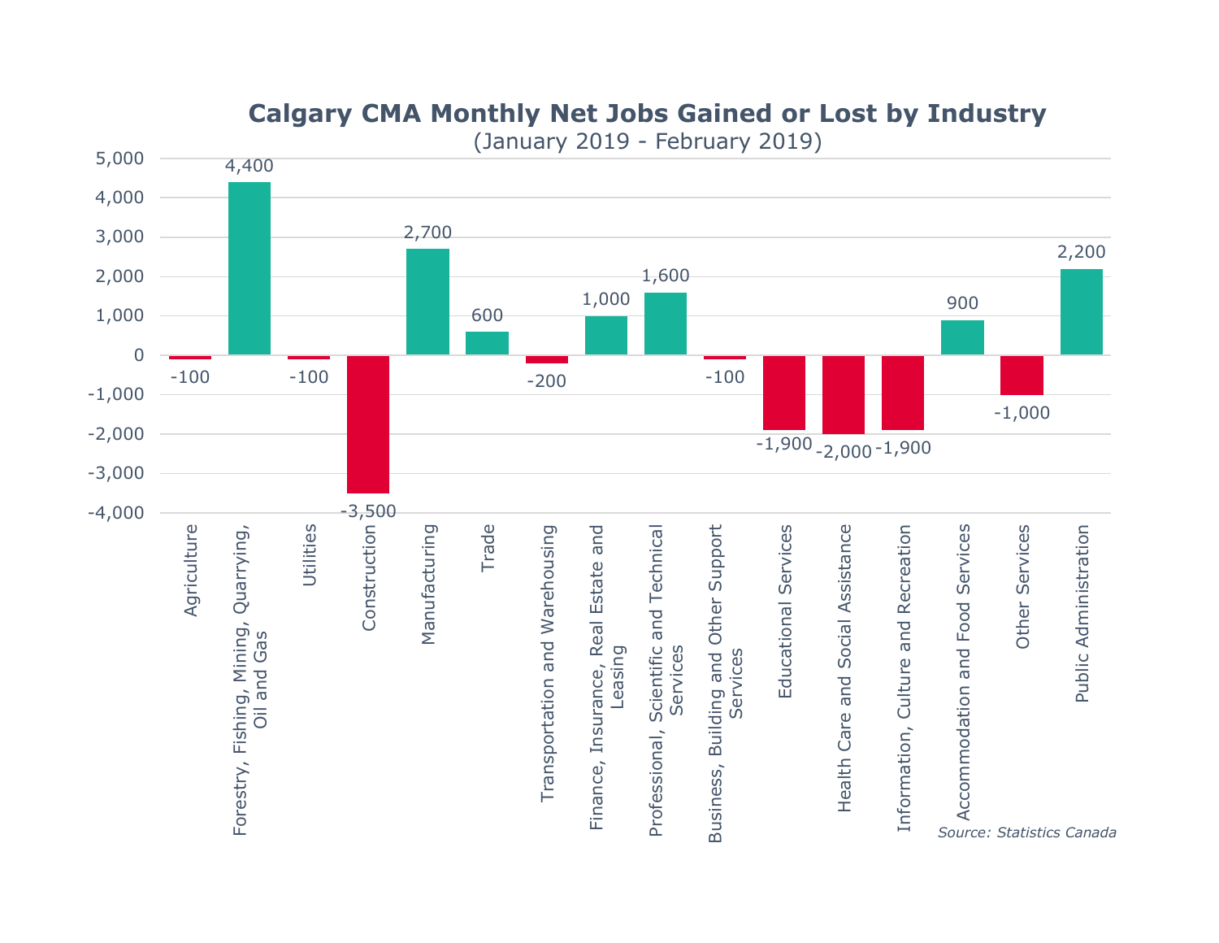## Calgary CMA Monthly Net Jobs Gained or Lost by Industry

(January 2019 - February 2019)

| Industry | Net Jobs |
| --- | --- |
| Agriculture | -100 |
| Forestry, Fishing, Mining, Quarrying, Oil and Gas | 4,400 |
| Utilities | -100 |
| Construction | -3,500 |
| Manufacturing | 2,700 |
| Trade | 600 |
| Transportation and Warehousing | -200 |
| Finance, Insurance, Real Estate and Leasing | 1,000 |
| Professional, Scientific and Technical Services | 1,600 |
| Business, Building and Other Support Services | -100 |
| Educational Services | -1,900 |
| Health Care and Social Assistance | -2,000 |
| Information, Culture and Recreation | -1,900 |
| Accommodation and Food Services | 900 |
| Other Services | -1,000 |
| Public Administration | 2,200 |

*Source: Statistics Canada*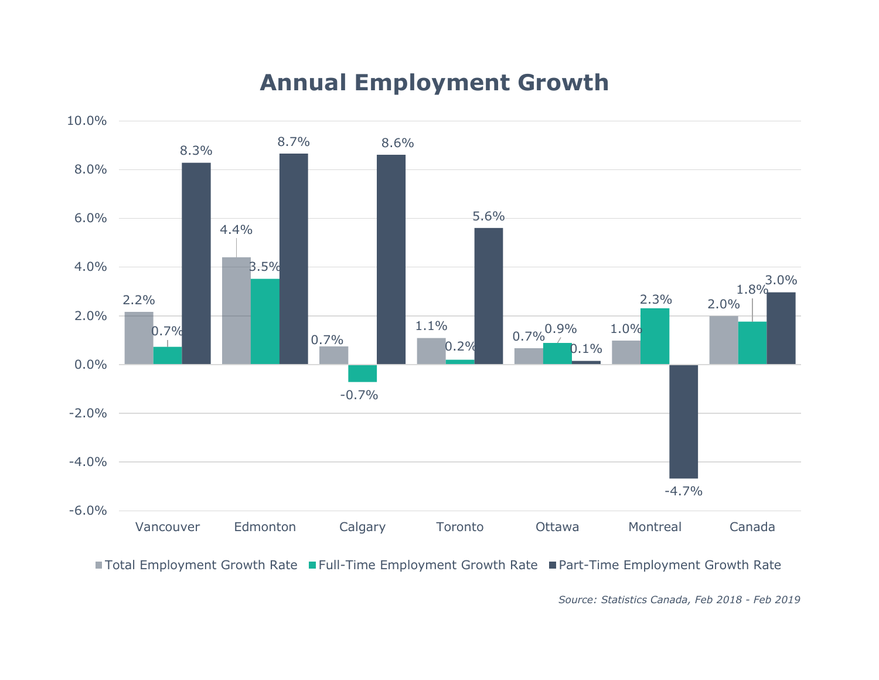# Annual Employment Growth

| | Total Employment Growth Rate | Full-Time Employment Growth Rate | Part-Time Employment Growth Rate |
|---|---|---|---|
| Vancouver | 2.2% | 0.7% | 8.3% |
| Edmonton | 4.4% | 3.5% | 8.7% |
| Calgary | 0.7% | -0.7% | 8.6% |
| Toronto | 1.1% | 0.2% | 5.6% |
| Ottawa | 0.7% | 0.9% | 0.1% |
| Montreal | 1.0% | 2.3% | -4.7% |
| Canada | 2.0% | 1.8% | 3.0% |

*Source: Statistics Canada, Feb 2018 - Feb 2019*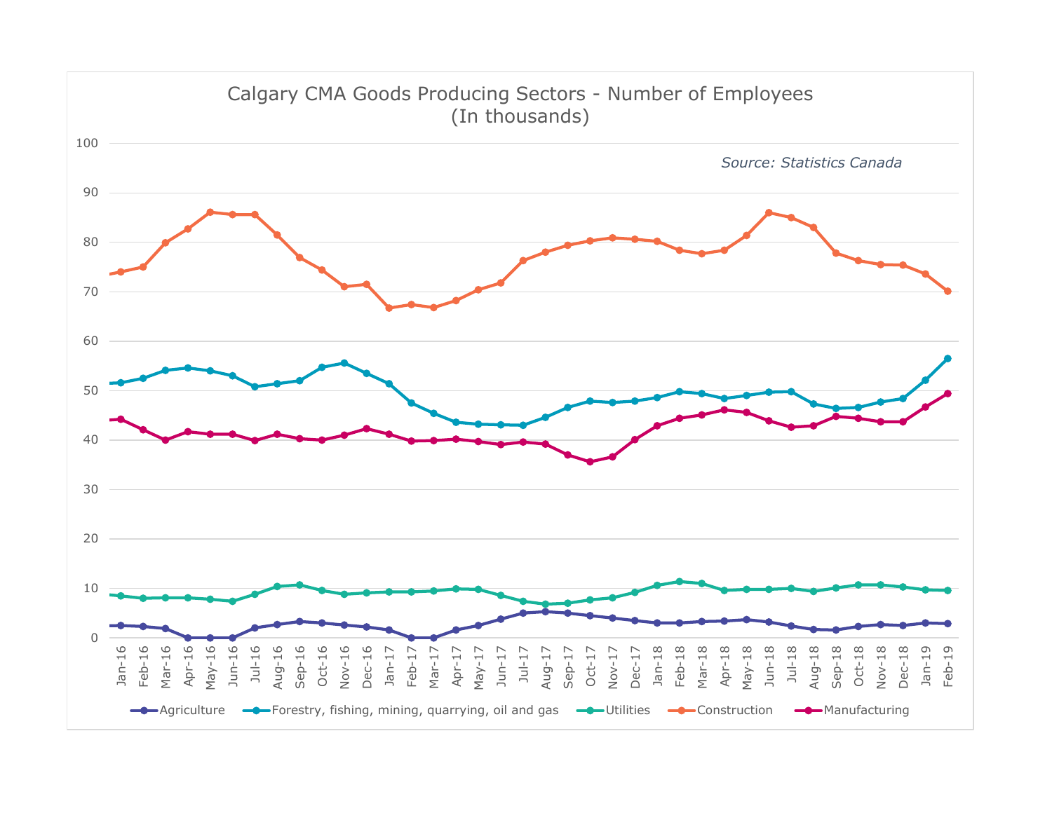Calgary CMA Goods Producing Sectors - Number of Employees
(In thousands)

Source: Statistics Canada

Agriculture | Forestry, fishing, mining, quarrying, oil and gas | Utilities | Construction | Manufacturing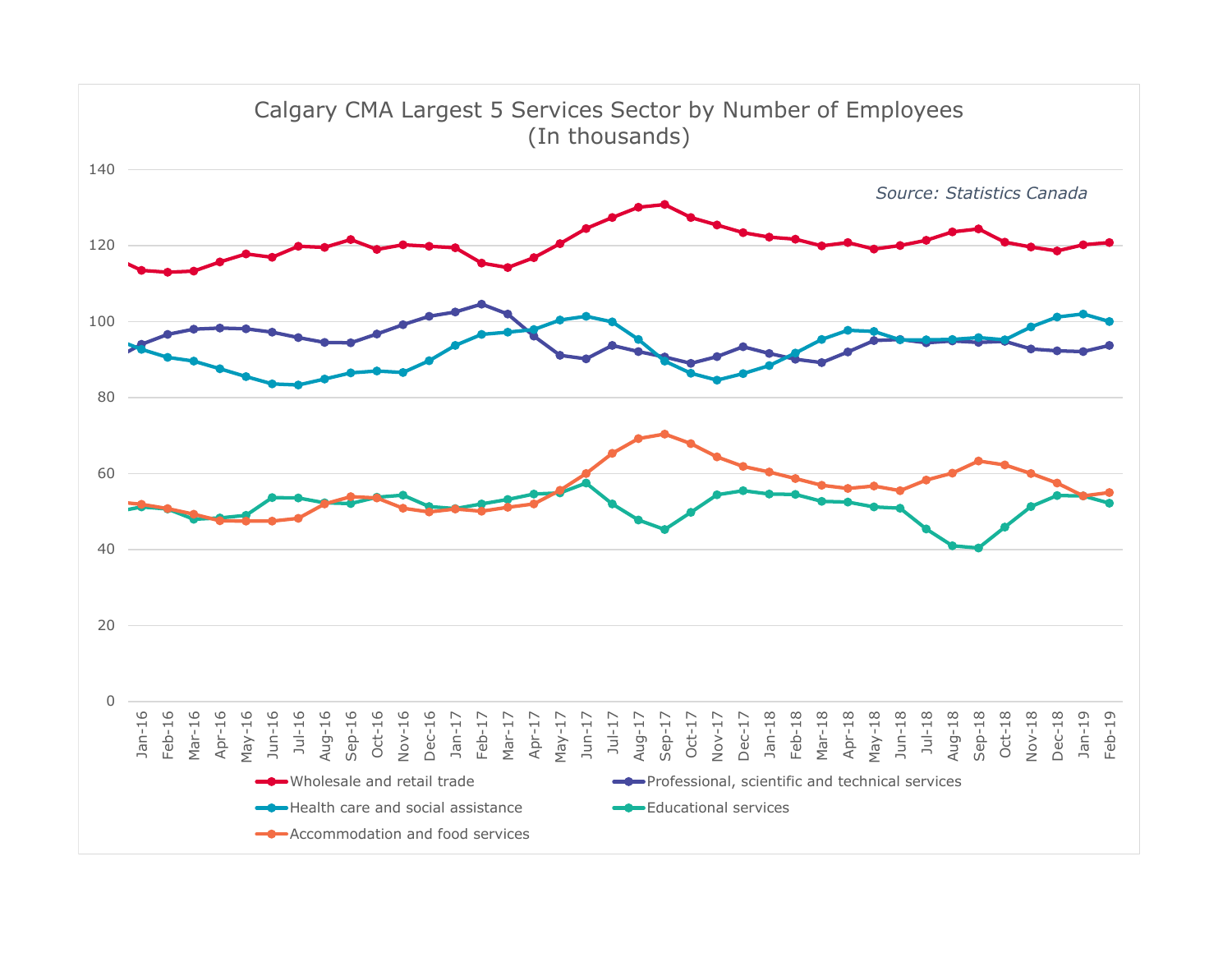## Calgary CMA Largest 5 Services Sector by Number of Employees
(In thousands)

*Source: Statistics Canada*

Series: Wholesale and retail trade; Professional, scientific and technical services; Health care and social assistance; Educational services; Accommodation and food services

Y-axis: 0, 20, 40, 60, 80, 100, 120, 140

X-axis: Jan-16, Feb-16, Mar-16, Apr-16, May-16, Jun-16, Jul-16, Aug-16, Sep-16, Oct-16, Nov-16, Dec-16, Jan-17, Feb-17, Mar-17, Apr-17, May-17, Jun-17, Jul-17, Aug-17, Sep-17, Oct-17, Nov-17, Dec-17, Jan-18, Feb-18, Mar-18, Apr-18, May-18, Jun-18, Jul-18, Aug-18, Sep-18, Oct-18, Nov-18, Dec-18, Jan-19, Feb-19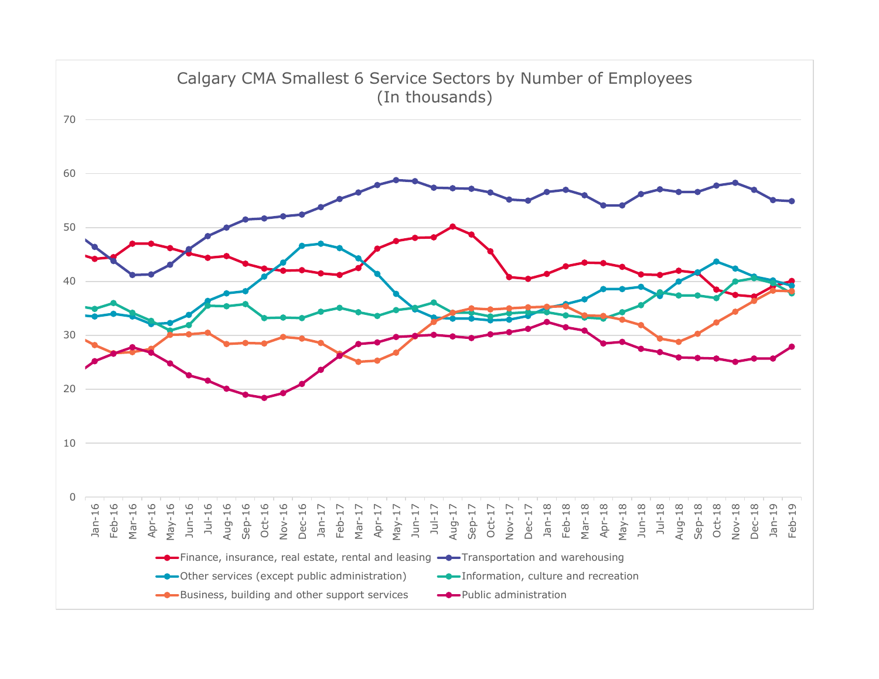Calgary CMA Smallest 6 Service Sectors by Number of Employees
(In thousands)

70
60
50
40
30
20
10
0

Jan-16
Feb-16
Mar-16
Apr-16
May-16
Jun-16
Jul-16
Aug-16
Sep-16
Oct-16
Nov-16
Dec-16
Jan-17
Feb-17
Mar-17
Apr-17
May-17
Jun-17
Jul-17
Aug-17
Sep-17
Oct-17
Nov-17
Dec-17
Jan-18
Feb-18
Mar-18
Apr-18
May-18
Jun-18
Jul-18
Aug-18
Sep-18
Oct-18
Nov-18
Dec-18
Jan-19
Feb-19

Finance, insurance, real estate, rental and leasing
Transportation and warehousing
Other services (except public administration)
Information, culture and recreation
Business, building and other support services
Public administration